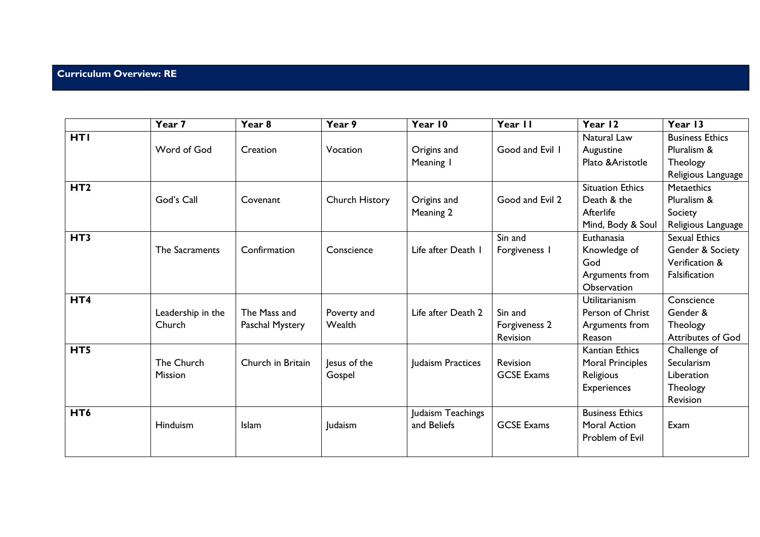## Curriculum Overview: RE

| | Year 7 | Year 8 | Year 9 | Year 10 | Year 11 | Year 12 | Year 13 |
|---|---|---|---|---|---|---|---|
| **HT1** | Word of God | Creation | Vocation | Origins and Meaning 1 | Good and Evil 1 | Natural Law<br>Augustine<br>Plato &Aristotle | Business Ethics<br>Pluralism & Theology<br>Religious Language |
| **HT2** | God's Call | Covenant | Church History | Origins and Meaning 2 | Good and Evil 2 | Situation Ethics<br>Death & the Afterlife<br>Mind, Body & Soul | Metaethics<br>Pluralism & Society<br>Religious Language |
| **HT3** | The Sacraments | Confirmation | Conscience | Life after Death 1 | Sin and Forgiveness 1 | Euthanasia<br>Knowledge of God<br>Arguments from Observation | Sexual Ethics<br>Gender & Society<br>Verification & Falsification |
| **HT4** | Leadership in the Church | The Mass and Paschal Mystery | Poverty and Wealth | Life after Death 2 | Sin and Forgiveness 2<br>Revision | Utilitarianism<br>Person of Christ<br>Arguments from Reason | Conscience<br>Gender & Theology<br>Attributes of God |
| **HT5** | The Church Mission | Church in Britain | Jesus of the Gospel | Judaism Practices | Revision<br>GCSE Exams | Kantian Ethics<br>Moral Principles<br>Religious Experiences | Challenge of Secularism<br>Liberation Theology<br>Revision |
| **HT6** | Hinduism | Islam | Judaism | Judaism Teachings and Beliefs | GCSE Exams | Business Ethics<br>Moral Action<br>Problem of Evil | Exam |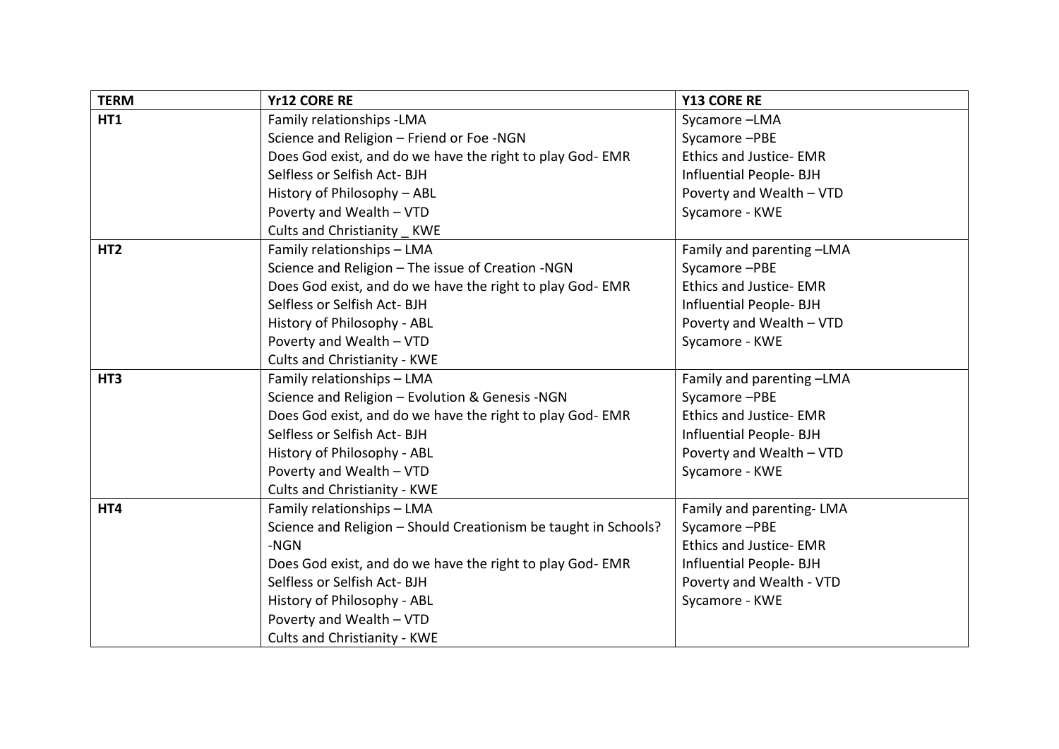| TERM | Yr12 CORE RE | Y13 CORE RE |
|---|---|---|
| HT1 | Family relationships -LMA<br>Science and Religion – Friend or Foe -NGN<br>Does God exist, and do we have the right to play God- EMR<br>Selfless or Selfish Act- BJH<br>History of Philosophy – ABL<br>Poverty and Wealth – VTD<br>Cults and Christianity _ KWE | Sycamore –LMA<br>Sycamore –PBE<br>Ethics and Justice- EMR<br>Influential People- BJH<br>Poverty and Wealth – VTD<br>Sycamore - KWE |
| HT2 | Family relationships – LMA<br>Science and Religion – The issue of Creation -NGN<br>Does God exist, and do we have the right to play God- EMR<br>Selfless or Selfish Act- BJH<br>History of Philosophy - ABL<br>Poverty and Wealth – VTD<br>Cults and Christianity - KWE | Family and parenting –LMA<br>Sycamore –PBE<br>Ethics and Justice- EMR<br>Influential People- BJH<br>Poverty and Wealth – VTD<br>Sycamore - KWE |
| HT3 | Family relationships – LMA<br>Science and Religion – Evolution & Genesis -NGN<br>Does God exist, and do we have the right to play God- EMR<br>Selfless or Selfish Act- BJH<br>History of Philosophy - ABL<br>Poverty and Wealth – VTD<br>Cults and Christianity - KWE | Family and parenting –LMA<br>Sycamore –PBE<br>Ethics and Justice- EMR<br>Influential People- BJH<br>Poverty and Wealth – VTD<br>Sycamore - KWE |
| HT4 | Family relationships – LMA<br>Science and Religion – Should Creationism be taught in Schools? -NGN<br>Does God exist, and do we have the right to play God- EMR<br>Selfless or Selfish Act- BJH<br>History of Philosophy - ABL<br>Poverty and Wealth – VTD<br>Cults and Christianity - KWE | Family and parenting- LMA<br>Sycamore –PBE<br>Ethics and Justice- EMR<br>Influential People- BJH<br>Poverty and Wealth - VTD<br>Sycamore - KWE |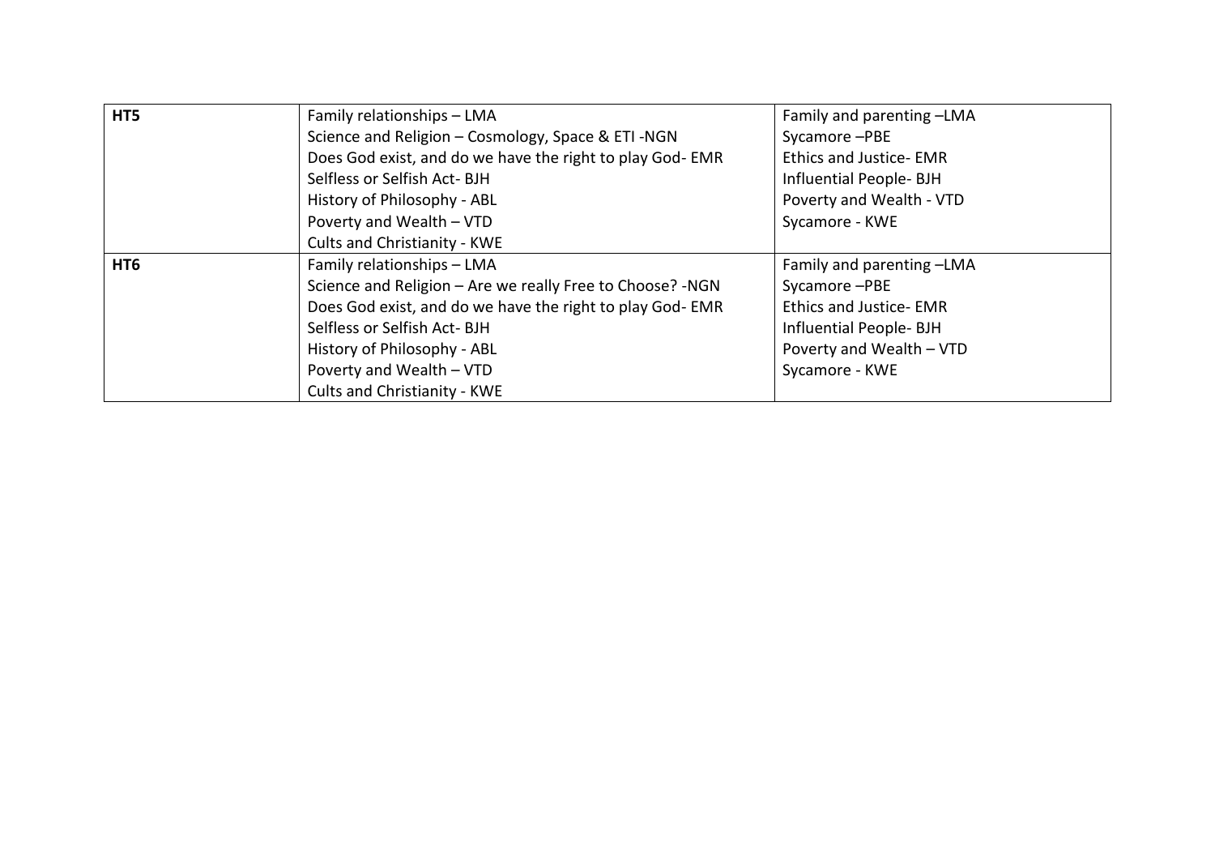| | | |
|---|---|---|
| **HT5** | Family relationships – LMA<br>Science and Religion – Cosmology, Space & ETI -NGN<br>Does God exist, and do we have the right to play God- EMR<br>Selfless or Selfish Act- BJH<br>History of Philosophy - ABL<br>Poverty and Wealth – VTD<br>Cults and Christianity - KWE | Family and parenting –LMA<br>Sycamore –PBE<br>Ethics and Justice- EMR<br>Influential People- BJH<br>Poverty and Wealth - VTD<br>Sycamore - KWE |
| **HT6** | Family relationships – LMA<br>Science and Religion – Are we really Free to Choose? -NGN<br>Does God exist, and do we have the right to play God- EMR<br>Selfless or Selfish Act- BJH<br>History of Philosophy - ABL<br>Poverty and Wealth – VTD<br>Cults and Christianity - KWE | Family and parenting –LMA<br>Sycamore –PBE<br>Ethics and Justice- EMR<br>Influential People- BJH<br>Poverty and Wealth – VTD<br>Sycamore - KWE |